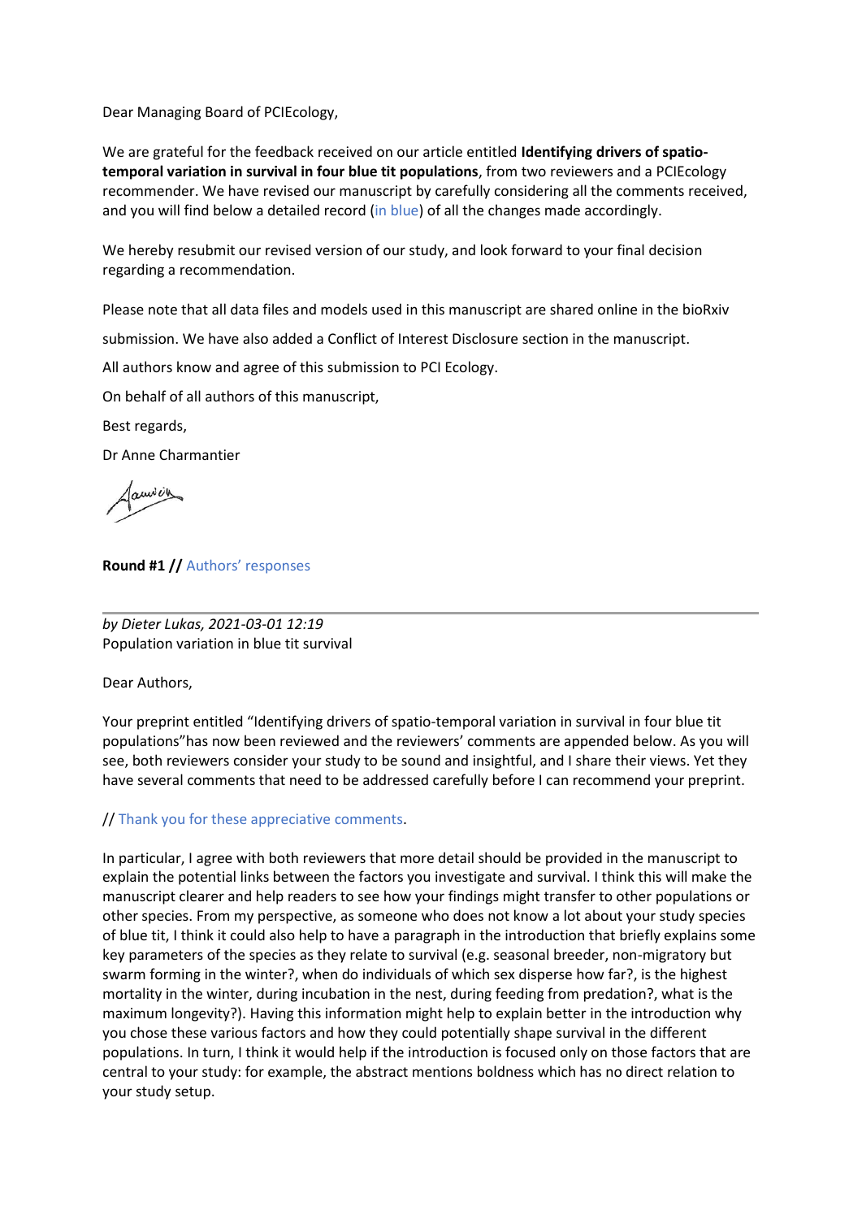Dear Managing Board of PCIEcology,

We are grateful for the feedback received on our article entitled **Identifying drivers of spatio-temporal variation in survival in four blue tit populations**, from two reviewers and a PCIEcology recommender. We have revised our manuscript by carefully considering all the comments received, and you will find below a detailed record (in blue) of all the changes made accordingly.

We hereby resubmit our revised version of our study, and look forward to your final decision regarding a recommendation.

Please note that all data files and models used in this manuscript are shared online in the bioRxiv submission. We have also added a Conflict of Interest Disclosure section in the manuscript.

All authors know and agree of this submission to PCI Ecology.

On behalf of all authors of this manuscript,

Best regards,

Dr Anne Charmantier

**Round #1 //** Authors' responses

---

*by Dieter Lukas, 2021-03-01 12:19*
Population variation in blue tit survival

Dear Authors,

Your preprint entitled "Identifying drivers of spatio-temporal variation in survival in four blue tit populations"has now been reviewed and the reviewers' comments are appended below. As you will see, both reviewers consider your study to be sound and insightful, and I share their views. Yet they have several comments that need to be addressed carefully before I can recommend your preprint.

// Thank you for these appreciative comments.

In particular, I agree with both reviewers that more detail should be provided in the manuscript to explain the potential links between the factors you investigate and survival. I think this will make the manuscript clearer and help readers to see how your findings might transfer to other populations or other species. From my perspective, as someone who does not know a lot about your study species of blue tit, I think it could also help to have a paragraph in the introduction that briefly explains some key parameters of the species as they relate to survival (e.g. seasonal breeder, non-migratory but swarm forming in the winter?, when do individuals of which sex disperse how far?, is the highest mortality in the winter, during incubation in the nest, during feeding from predation?, what is the maximum longevity?). Having this information might help to explain better in the introduction why you chose these various factors and how they could potentially shape survival in the different populations. In turn, I think it would help if the introduction is focused only on those factors that are central to your study: for example, the abstract mentions boldness which has no direct relation to your study setup.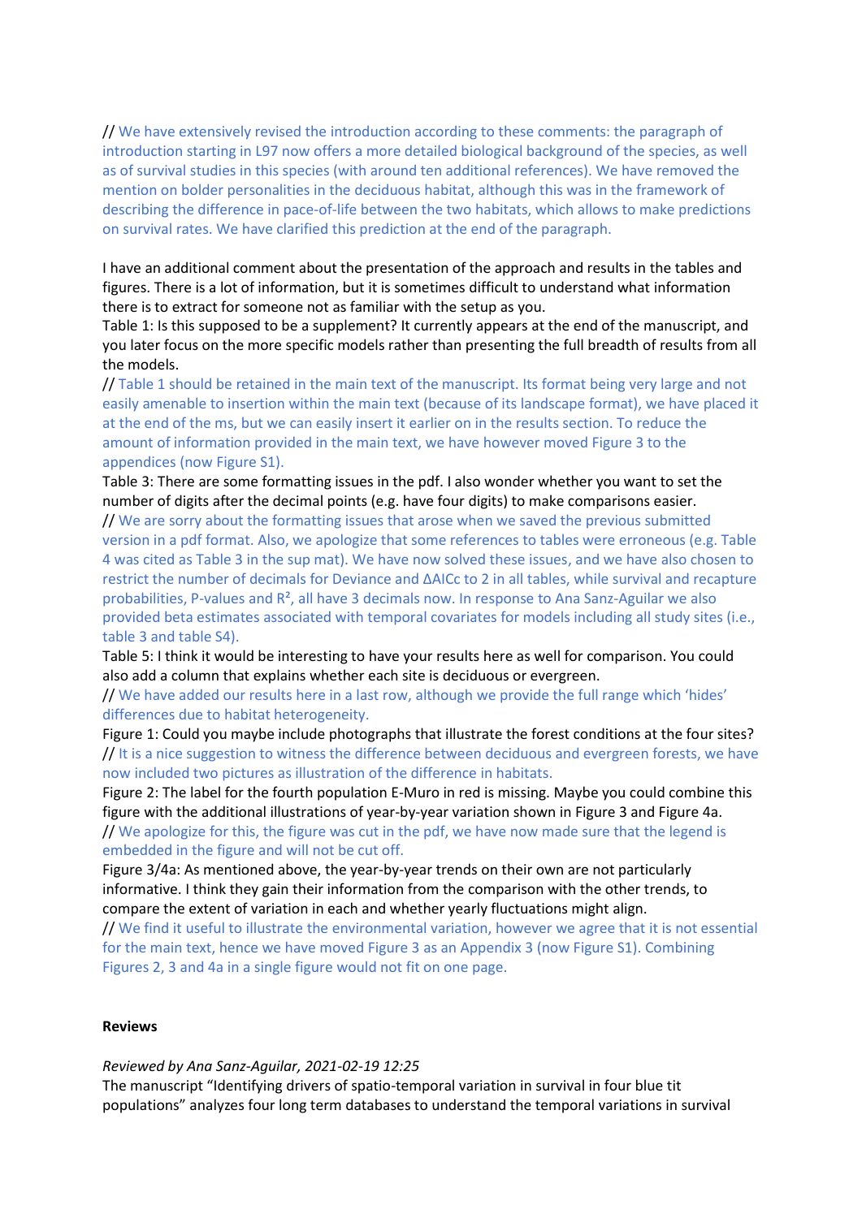// We have extensively revised the introduction according to these comments: the paragraph of introduction starting in L97 now offers a more detailed biological background of the species, as well as of survival studies in this species (with around ten additional references). We have removed the mention on bolder personalities in the deciduous habitat, although this was in the framework of describing the difference in pace-of-life between the two habitats, which allows to make predictions on survival rates. We have clarified this prediction at the end of the paragraph.

I have an additional comment about the presentation of the approach and results in the tables and figures. There is a lot of information, but it is sometimes difficult to understand what information there is to extract for someone not as familiar with the setup as you.

Table 1: Is this supposed to be a supplement? It currently appears at the end of the manuscript, and you later focus on the more specific models rather than presenting the full breadth of results from all the models.

// Table 1 should be retained in the main text of the manuscript. Its format being very large and not easily amenable to insertion within the main text (because of its landscape format), we have placed it at the end of the ms, but we can easily insert it earlier on in the results section. To reduce the amount of information provided in the main text, we have however moved Figure 3 to the appendices (now Figure S1).

Table 3: There are some formatting issues in the pdf. I also wonder whether you want to set the number of digits after the decimal points (e.g. have four digits) to make comparisons easier.

// We are sorry about the formatting issues that arose when we saved the previous submitted version in a pdf format. Also, we apologize that some references to tables were erroneous (e.g. Table 4 was cited as Table 3 in the sup mat). We have now solved these issues, and we have also chosen to restrict the number of decimals for Deviance and ΔAICc to 2 in all tables, while survival and recapture probabilities, P-values and $R^2$, all have 3 decimals now. In response to Ana Sanz-Aguilar we also provided beta estimates associated with temporal covariates for models including all study sites (i.e., table 3 and table S4).

Table 5: I think it would be interesting to have your results here as well for comparison. You could also add a column that explains whether each site is deciduous or evergreen.

// We have added our results here in a last row, although we provide the full range which 'hides' differences due to habitat heterogeneity.

Figure 1: Could you maybe include photographs that illustrate the forest conditions at the four sites?

// It is a nice suggestion to witness the difference between deciduous and evergreen forests, we have now included two pictures as illustration of the difference in habitats.

Figure 2: The label for the fourth population E-Muro in red is missing. Maybe you could combine this figure with the additional illustrations of year-by-year variation shown in Figure 3 and Figure 4a.

// We apologize for this, the figure was cut in the pdf, we have now made sure that the legend is embedded in the figure and will not be cut off.

Figure 3/4a: As mentioned above, the year-by-year trends on their own are not particularly informative. I think they gain their information from the comparison with the other trends, to compare the extent of variation in each and whether yearly fluctuations might align.

// We find it useful to illustrate the environmental variation, however we agree that it is not essential for the main text, hence we have moved Figure 3 as an Appendix 3 (now Figure S1). Combining Figures 2, 3 and 4a in a single figure would not fit on one page.

**Reviews**

*Reviewed by Ana Sanz-Aguilar, 2021-02-19 12:25*

The manuscript "Identifying drivers of spatio-temporal variation in survival in four blue tit populations" analyzes four long term databases to understand the temporal variations in survival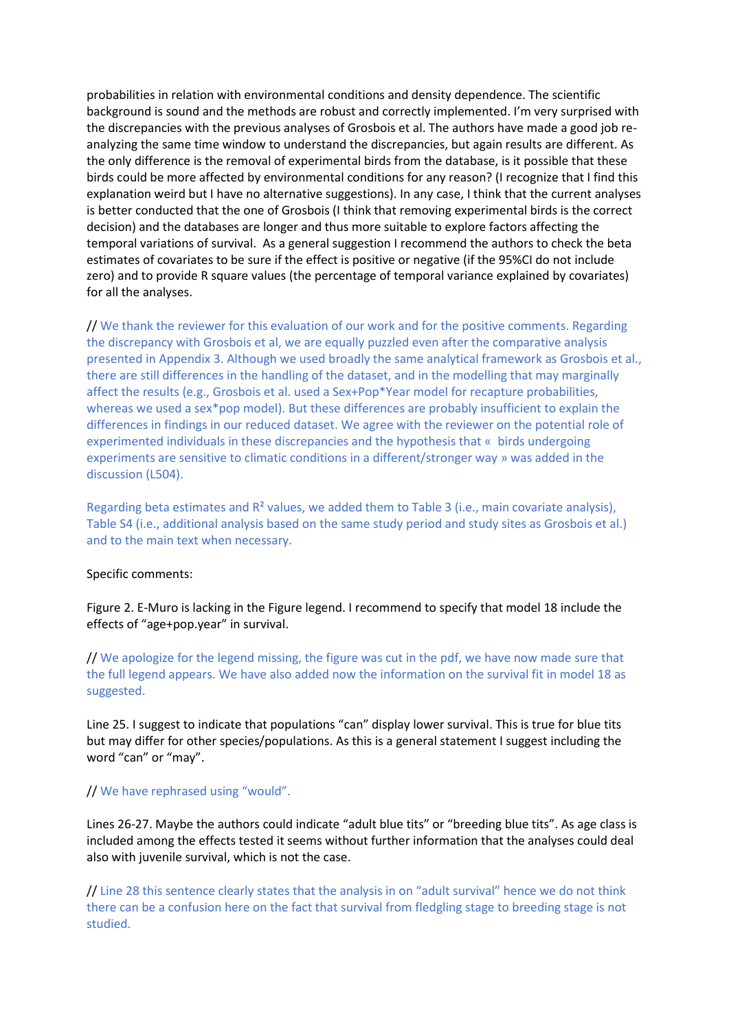probabilities in relation with environmental conditions and density dependence. The scientific background is sound and the methods are robust and correctly implemented. I'm very surprised with the discrepancies with the previous analyses of Grosbois et al. The authors have made a good job re-analyzing the same time window to understand the discrepancies, but again results are different. As the only difference is the removal of experimental birds from the database, is it possible that these birds could be more affected by environmental conditions for any reason? (I recognize that I find this explanation weird but I have no alternative suggestions). In any case, I think that the current analyses is better conducted that the one of Grosbois (I think that removing experimental birds is the correct decision) and the databases are longer and thus more suitable to explore factors affecting the temporal variations of survival. As a general suggestion I recommend the authors to check the beta estimates of covariates to be sure if the effect is positive or negative (if the 95%CI do not include zero) and to provide R square values (the percentage of temporal variance explained by covariates) for all the analyses.

// We thank the reviewer for this evaluation of our work and for the positive comments. Regarding the discrepancy with Grosbois et al, we are equally puzzled even after the comparative analysis presented in Appendix 3. Although we used broadly the same analytical framework as Grosbois et al., there are still differences in the handling of the dataset, and in the modelling that may marginally affect the results (e.g., Grosbois et al. used a Sex+Pop*Year model for recapture probabilities, whereas we used a sex*pop model). But these differences are probably insufficient to explain the differences in findings in our reduced dataset. We agree with the reviewer on the potential role of experimented individuals in these discrepancies and the hypothesis that « birds undergoing experiments are sensitive to climatic conditions in a different/stronger way » was added in the discussion (L504).

Regarding beta estimates and $R^2$ values, we added them to Table 3 (i.e., main covariate analysis), Table S4 (i.e., additional analysis based on the same study period and study sites as Grosbois et al.) and to the main text when necessary.

Specific comments:

Figure 2. E-Muro is lacking in the Figure legend. I recommend to specify that model 18 include the effects of "age+pop.year" in survival.

// We apologize for the legend missing, the figure was cut in the pdf, we have now made sure that the full legend appears. We have also added now the information on the survival fit in model 18 as suggested.

Line 25. I suggest to indicate that populations "can" display lower survival. This is true for blue tits but may differ for other species/populations. As this is a general statement I suggest including the word "can" or "may".

// We have rephrased using "would".

Lines 26-27. Maybe the authors could indicate "adult blue tits" or "breeding blue tits". As age class is included among the effects tested it seems without further information that the analyses could deal also with juvenile survival, which is not the case.

// Line 28 this sentence clearly states that the analysis in on "adult survival" hence we do not think there can be a confusion here on the fact that survival from fledgling stage to breeding stage is not studied.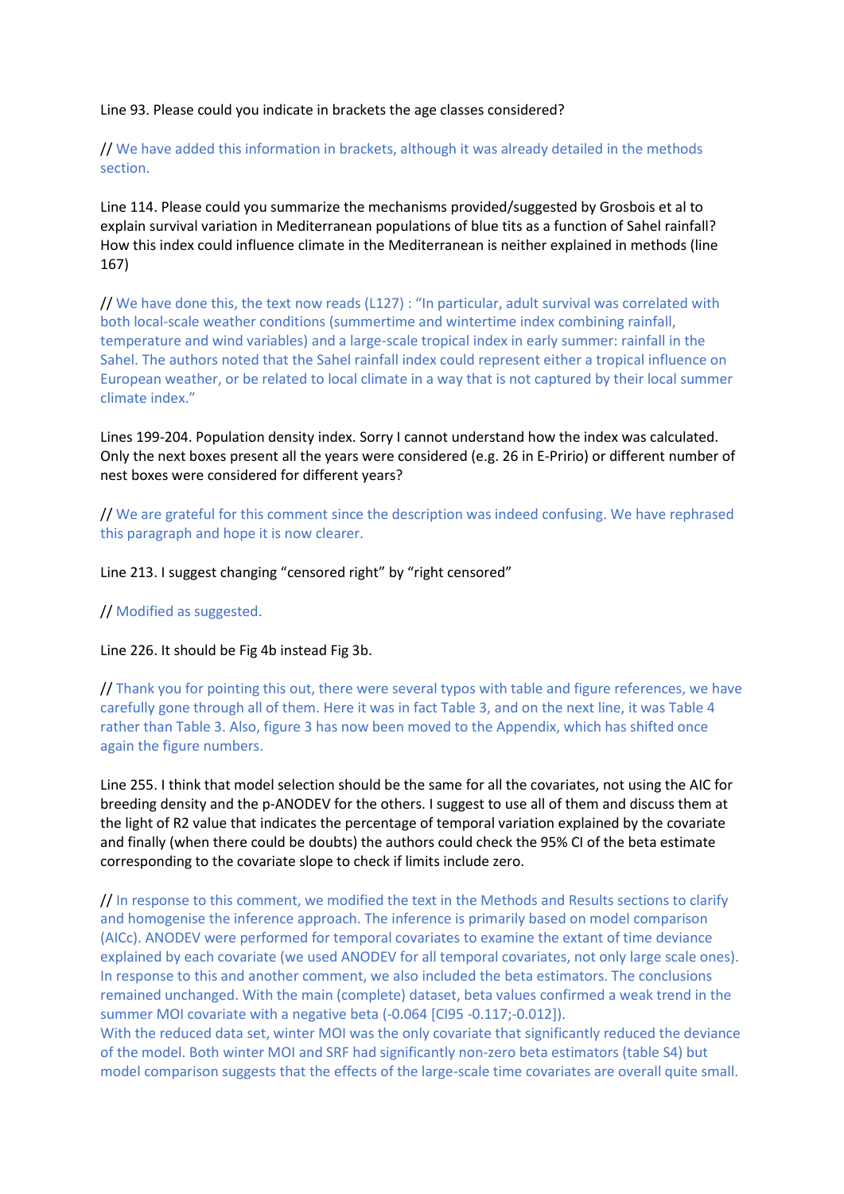Line 93. Please could you indicate in brackets the age classes considered?

// We have added this information in brackets, although it was already detailed in the methods section.

Line 114. Please could you summarize the mechanisms provided/suggested by Grosbois et al to explain survival variation in Mediterranean populations of blue tits as a function of Sahel rainfall? How this index could influence climate in the Mediterranean is neither explained in methods (line 167)

// We have done this, the text now reads (L127) : "In particular, adult survival was correlated with both local-scale weather conditions (summertime and wintertime index combining rainfall, temperature and wind variables) and a large-scale tropical index in early summer: rainfall in the Sahel. The authors noted that the Sahel rainfall index could represent either a tropical influence on European weather, or be related to local climate in a way that is not captured by their local summer climate index."

Lines 199-204. Population density index. Sorry I cannot understand how the index was calculated. Only the next boxes present all the years were considered (e.g. 26 in E-Pririo) or different number of nest boxes were considered for different years?

// We are grateful for this comment since the description was indeed confusing. We have rephrased this paragraph and hope it is now clearer.

Line 213. I suggest changing "censored right" by "right censored"

// Modified as suggested.

Line 226. It should be Fig 4b instead Fig 3b.

// Thank you for pointing this out, there were several typos with table and figure references, we have carefully gone through all of them. Here it was in fact Table 3, and on the next line, it was Table 4 rather than Table 3. Also, figure 3 has now been moved to the Appendix, which has shifted once again the figure numbers.

Line 255. I think that model selection should be the same for all the covariates, not using the AIC for breeding density and the p-ANODEV for the others. I suggest to use all of them and discuss them at the light of R2 value that indicates the percentage of temporal variation explained by the covariate and finally (when there could be doubts) the authors could check the 95% CI of the beta estimate corresponding to the covariate slope to check if limits include zero.

// In response to this comment, we modified the text in the Methods and Results sections to clarify and homogenise the inference approach. The inference is primarily based on model comparison (AICc). ANODEV were performed for temporal covariates to examine the extant of time deviance explained by each covariate (we used ANODEV for all temporal covariates, not only large scale ones). In response to this and another comment, we also included the beta estimators. The conclusions remained unchanged. With the main (complete) dataset, beta values confirmed a weak trend in the summer MOI covariate with a negative beta (-0.064 [CI95 -0.117;-0.012]).
With the reduced data set, winter MOI was the only covariate that significantly reduced the deviance of the model. Both winter MOI and SRF had significantly non-zero beta estimators (table S4) but model comparison suggests that the effects of the large-scale time covariates are overall quite small.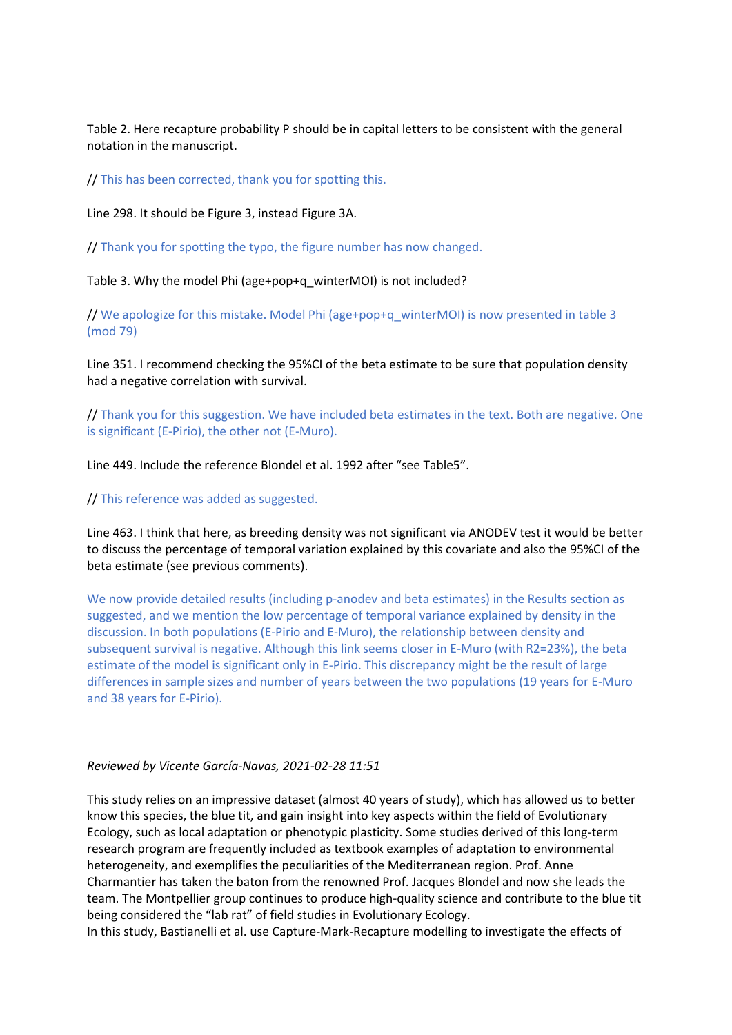Table 2. Here recapture probability P should be in capital letters to be consistent with the general notation in the manuscript.

// This has been corrected, thank you for spotting this.

Line 298. It should be Figure 3, instead Figure 3A.

// Thank you for spotting the typo, the figure number has now changed.

Table 3. Why the model Phi (age+pop+q_winterMOI) is not included?

// We apologize for this mistake. Model Phi (age+pop+q_winterMOI) is now presented in table 3 (mod 79)

Line 351. I recommend checking the 95%CI of the beta estimate to be sure that population density had a negative correlation with survival.

// Thank you for this suggestion. We have included beta estimates in the text. Both are negative. One is significant (E-Pirio), the other not (E-Muro).

Line 449. Include the reference Blondel et al. 1992 after "see Table5".

// This reference was added as suggested.

Line 463. I think that here, as breeding density was not significant via ANODEV test it would be better to discuss the percentage of temporal variation explained by this covariate and also the 95%CI of the beta estimate (see previous comments).

We now provide detailed results (including p-anodev and beta estimates) in the Results section as suggested, and we mention the low percentage of temporal variance explained by density in the discussion. In both populations (E-Pirio and E-Muro), the relationship between density and subsequent survival is negative. Although this link seems closer in E-Muro (with $R^2$=23%), the beta estimate of the model is significant only in E-Pirio. This discrepancy might be the result of large differences in sample sizes and number of years between the two populations (19 years for E-Muro and 38 years for E-Pirio).

*Reviewed by Vicente García-Navas, 2021-02-28 11:51*

This study relies on an impressive dataset (almost 40 years of study), which has allowed us to better know this species, the blue tit, and gain insight into key aspects within the field of Evolutionary Ecology, such as local adaptation or phenotypic plasticity. Some studies derived of this long-term research program are frequently included as textbook examples of adaptation to environmental heterogeneity, and exemplifies the peculiarities of the Mediterranean region. Prof. Anne Charmantier has taken the baton from the renowned Prof. Jacques Blondel and now she leads the team. The Montpellier group continues to produce high-quality science and contribute to the blue tit being considered the "lab rat" of field studies in Evolutionary Ecology.
In this study, Bastianelli et al. use Capture-Mark-Recapture modelling to investigate the effects of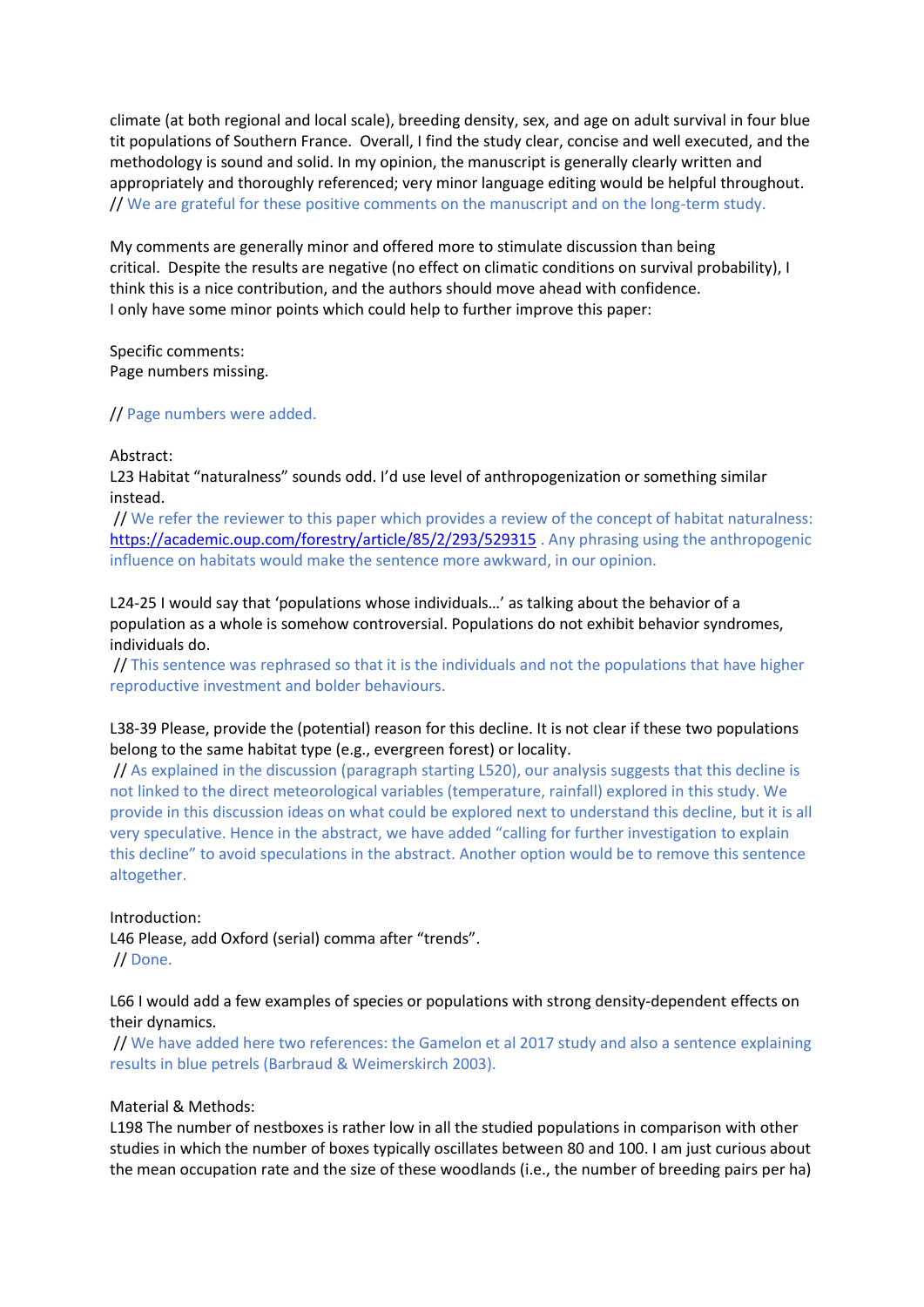climate (at both regional and local scale), breeding density, sex, and age on adult survival in four blue tit populations of Southern France. Overall, I find the study clear, concise and well executed, and the methodology is sound and solid. In my opinion, the manuscript is generally clearly written and appropriately and thoroughly referenced; very minor language editing would be helpful throughout.
// We are grateful for these positive comments on the manuscript and on the long-term study.

My comments are generally minor and offered more to stimulate discussion than being critical. Despite the results are negative (no effect on climatic conditions on survival probability), I think this is a nice contribution, and the authors should move ahead with confidence.
I only have some minor points which could help to further improve this paper:

Specific comments:
Page numbers missing.

// Page numbers were added.

Abstract:
L23 Habitat "naturalness" sounds odd. I'd use level of anthropogenization or something similar instead.
// We refer the reviewer to this paper which provides a review of the concept of habitat naturalness: https://academic.oup.com/forestry/article/85/2/293/529315 . Any phrasing using the anthropogenic influence on habitats would make the sentence more awkward, in our opinion.

L24-25 I would say that 'populations whose individuals…' as talking about the behavior of a population as a whole is somehow controversial. Populations do not exhibit behavior syndromes, individuals do.
// This sentence was rephrased so that it is the individuals and not the populations that have higher reproductive investment and bolder behaviours.

L38-39 Please, provide the (potential) reason for this decline. It is not clear if these two populations belong to the same habitat type (e.g., evergreen forest) or locality.
// As explained in the discussion (paragraph starting L520), our analysis suggests that this decline is not linked to the direct meteorological variables (temperature, rainfall) explored in this study. We provide in this discussion ideas on what could be explored next to understand this decline, but it is all very speculative. Hence in the abstract, we have added "calling for further investigation to explain this decline" to avoid speculations in the abstract. Another option would be to remove this sentence altogether.

Introduction:
L46 Please, add Oxford (serial) comma after "trends".
// Done.

L66 I would add a few examples of species or populations with strong density-dependent effects on their dynamics.
// We have added here two references: the Gamelon et al 2017 study and also a sentence explaining results in blue petrels (Barbraud & Weimerskirch 2003).

Material & Methods:
L198 The number of nestboxes is rather low in all the studied populations in comparison with other studies in which the number of boxes typically oscillates between 80 and 100. I am just curious about the mean occupation rate and the size of these woodlands (i.e., the number of breeding pairs per ha)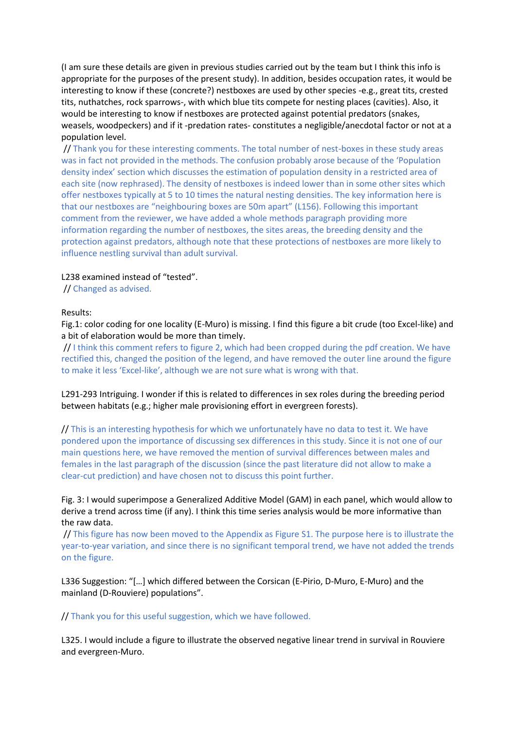(I am sure these details are given in previous studies carried out by the team but I think this info is appropriate for the purposes of the present study). In addition, besides occupation rates, it would be interesting to know if these (concrete?) nestboxes are used by other species -e.g., great tits, crested tits, nuthatches, rock sparrows-, with which blue tits compete for nesting places (cavities). Also, it would be interesting to know if nestboxes are protected against potential predators (snakes, weasels, woodpeckers) and if it -predation rates- constitutes a negligible/anecdotal factor or not at a population level.

// Thank you for these interesting comments. The total number of nest-boxes in these study areas was in fact not provided in the methods. The confusion probably arose because of the 'Population density index' section which discusses the estimation of population density in a restricted area of each site (now rephrased). The density of nestboxes is indeed lower than in some other sites which offer nestboxes typically at 5 to 10 times the natural nesting densities. The key information here is that our nestboxes are "neighbouring boxes are 50m apart" (L156). Following this important comment from the reviewer, we have added a whole methods paragraph providing more information regarding the number of nestboxes, the sites areas, the breeding density and the protection against predators, although note that these protections of nestboxes are more likely to influence nestling survival than adult survival.

L238 examined instead of "tested".

// Changed as advised.

Results:

Fig.1: color coding for one locality (E-Muro) is missing. I find this figure a bit crude (too Excel-like) and a bit of elaboration would be more than timely.

// I think this comment refers to figure 2, which had been cropped during the pdf creation. We have rectified this, changed the position of the legend, and have removed the outer line around the figure to make it less 'Excel-like', although we are not sure what is wrong with that.

L291-293 Intriguing. I wonder if this is related to differences in sex roles during the breeding period between habitats (e.g.; higher male provisioning effort in evergreen forests).

// This is an interesting hypothesis for which we unfortunately have no data to test it. We have pondered upon the importance of discussing sex differences in this study. Since it is not one of our main questions here, we have removed the mention of survival differences between males and females in the last paragraph of the discussion (since the past literature did not allow to make a clear-cut prediction) and have chosen not to discuss this point further.

Fig. 3: I would superimpose a Generalized Additive Model (GAM) in each panel, which would allow to derive a trend across time (if any). I think this time series analysis would be more informative than the raw data.

// This figure has now been moved to the Appendix as Figure S1. The purpose here is to illustrate the year-to-year variation, and since there is no significant temporal trend, we have not added the trends on the figure.

L336 Suggestion: "[…] which differed between the Corsican (E-Pirio, D-Muro, E-Muro) and the mainland (D-Rouviere) populations".

// Thank you for this useful suggestion, which we have followed.

L325. I would include a figure to illustrate the observed negative linear trend in survival in Rouviere and evergreen-Muro.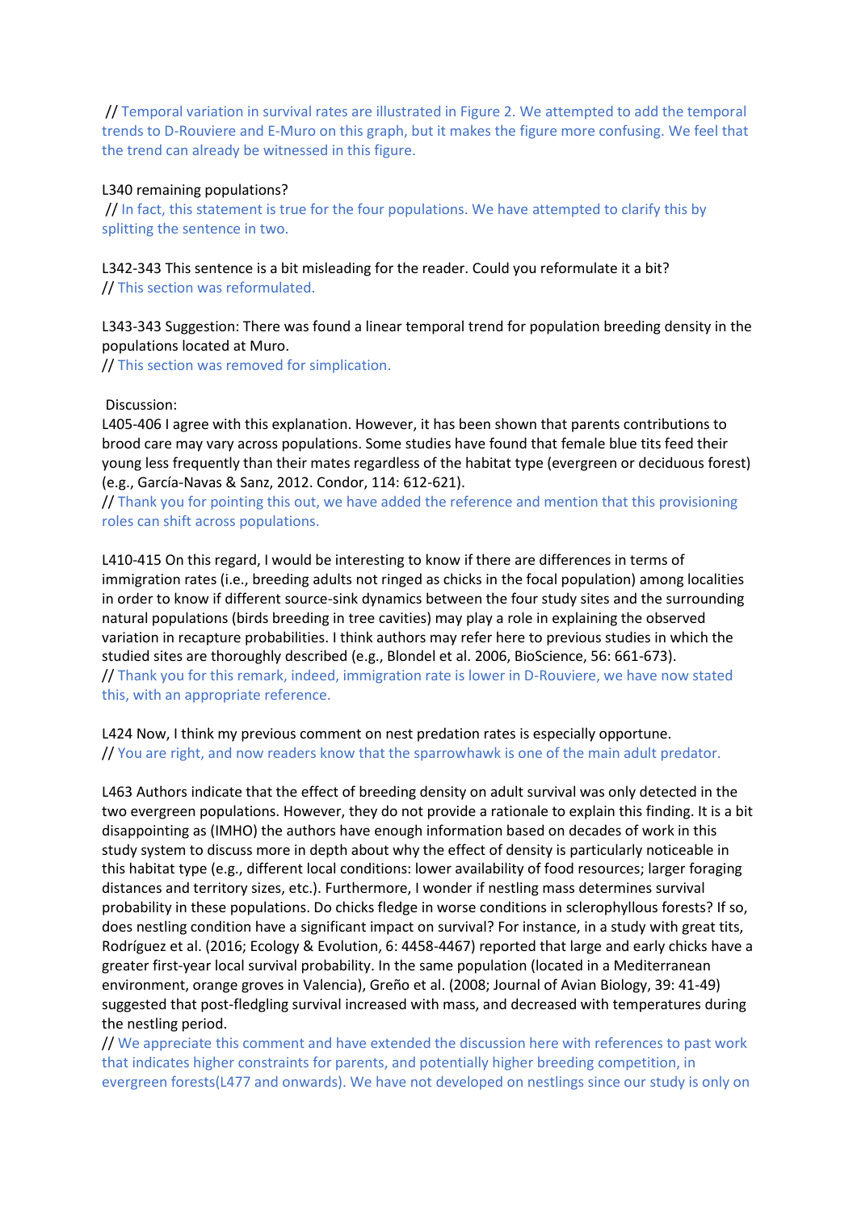// Temporal variation in survival rates are illustrated in Figure 2. We attempted to add the temporal trends to D-Rouviere and E-Muro on this graph, but it makes the figure more confusing. We feel that the trend can already be witnessed in this figure.

L340 remaining populations?
// In fact, this statement is true for the four populations. We have attempted to clarify this by splitting the sentence in two.

L342-343 This sentence is a bit misleading for the reader. Could you reformulate it a bit?
// This section was reformulated.

L343-343 Suggestion: There was found a linear temporal trend for population breeding density in the populations located at Muro.
// This section was removed for simplication.

Discussion:
L405-406 I agree with this explanation. However, it has been shown that parents contributions to brood care may vary across populations. Some studies have found that female blue tits feed their young less frequently than their mates regardless of the habitat type (evergreen or deciduous forest) (e.g., García-Navas & Sanz, 2012. Condor, 114: 612-621).
// Thank you for pointing this out, we have added the reference and mention that this provisioning roles can shift across populations.

L410-415 On this regard, I would be interesting to know if there are differences in terms of immigration rates (i.e., breeding adults not ringed as chicks in the focal population) among localities in order to know if different source-sink dynamics between the four study sites and the surrounding natural populations (birds breeding in tree cavities) may play a role in explaining the observed variation in recapture probabilities. I think authors may refer here to previous studies in which the studied sites are thoroughly described (e.g., Blondel et al. 2006, BioScience, 56: 661-673).
// Thank you for this remark, indeed, immigration rate is lower in D-Rouviere, we have now stated this, with an appropriate reference.

L424 Now, I think my previous comment on nest predation rates is especially opportune.
// You are right, and now readers know that the sparrowhawk is one of the main adult predator.

L463 Authors indicate that the effect of breeding density on adult survival was only detected in the two evergreen populations. However, they do not provide a rationale to explain this finding. It is a bit disappointing as (IMHO) the authors have enough information based on decades of work in this study system to discuss more in depth about why the effect of density is particularly noticeable in this habitat type (e.g., different local conditions: lower availability of food resources; larger foraging distances and territory sizes, etc.). Furthermore, I wonder if nestling mass determines survival probability in these populations. Do chicks fledge in worse conditions in sclerophyllous forests? If so, does nestling condition have a significant impact on survival? For instance, in a study with great tits, Rodríguez et al. (2016; Ecology & Evolution, 6: 4458-4467) reported that large and early chicks have a greater first-year local survival probability. In the same population (located in a Mediterranean environment, orange groves in Valencia), Greño et al. (2008; Journal of Avian Biology, 39: 41-49) suggested that post-fledgling survival increased with mass, and decreased with temperatures during the nestling period.
// We appreciate this comment and have extended the discussion here with references to past work that indicates higher constraints for parents, and potentially higher breeding competition, in evergreen forests(L477 and onwards). We have not developed on nestlings since our study is only on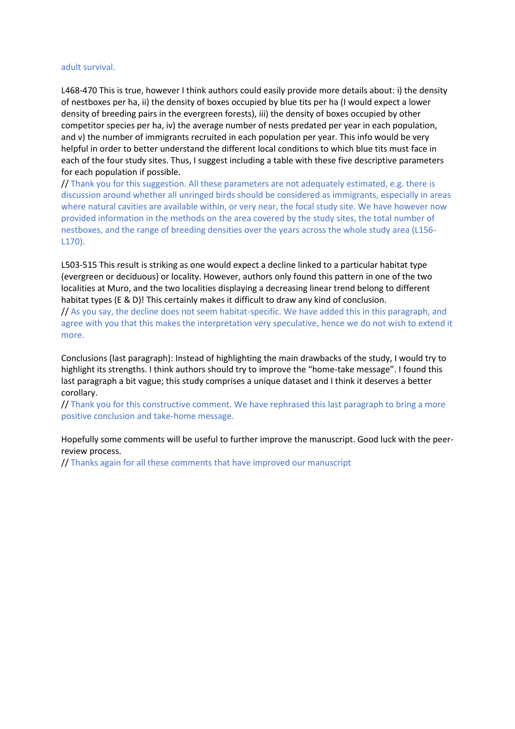adult survival.

L468-470 This is true, however I think authors could easily provide more details about: i) the density of nestboxes per ha, ii) the density of boxes occupied by blue tits per ha (I would expect a lower density of breeding pairs in the evergreen forests), iii) the density of boxes occupied by other competitor species per ha, iv) the average number of nests predated per year in each population, and v) the number of immigrants recruited in each population per year. This info would be very helpful in order to better understand the different local conditions to which blue tits must face in each of the four study sites. Thus, I suggest including a table with these five descriptive parameters for each population if possible.

// Thank you for this suggestion. All these parameters are not adequately estimated, e.g. there is discussion around whether all unringed birds should be considered as immigrants, especially in areas where natural cavities are available within, or very near, the focal study site. We have however now provided information in the methods on the area covered by the study sites, the total number of nestboxes, and the range of breeding densities over the years across the whole study area (L156-L170).

L503-515 This result is striking as one would expect a decline linked to a particular habitat type (evergreen or deciduous) or locality. However, authors only found this pattern in one of the two localities at Muro, and the two localities displaying a decreasing linear trend belong to different habitat types (E & D)! This certainly makes it difficult to draw any kind of conclusion.

// As you say, the decline does not seem habitat-specific. We have added this in this paragraph, and agree with you that this makes the interpretation very speculative, hence we do not wish to extend it more.

Conclusions (last paragraph): Instead of highlighting the main drawbacks of the study, I would try to highlight its strengths. I think authors should try to improve the "home-take message". I found this last paragraph a bit vague; this study comprises a unique dataset and I think it deserves a better corollary.

// Thank you for this constructive comment. We have rephrased this last paragraph to bring a more positive conclusion and take-home message.

Hopefully some comments will be useful to further improve the manuscript. Good luck with the peer-review process.

// Thanks again for all these comments that have improved our manuscript